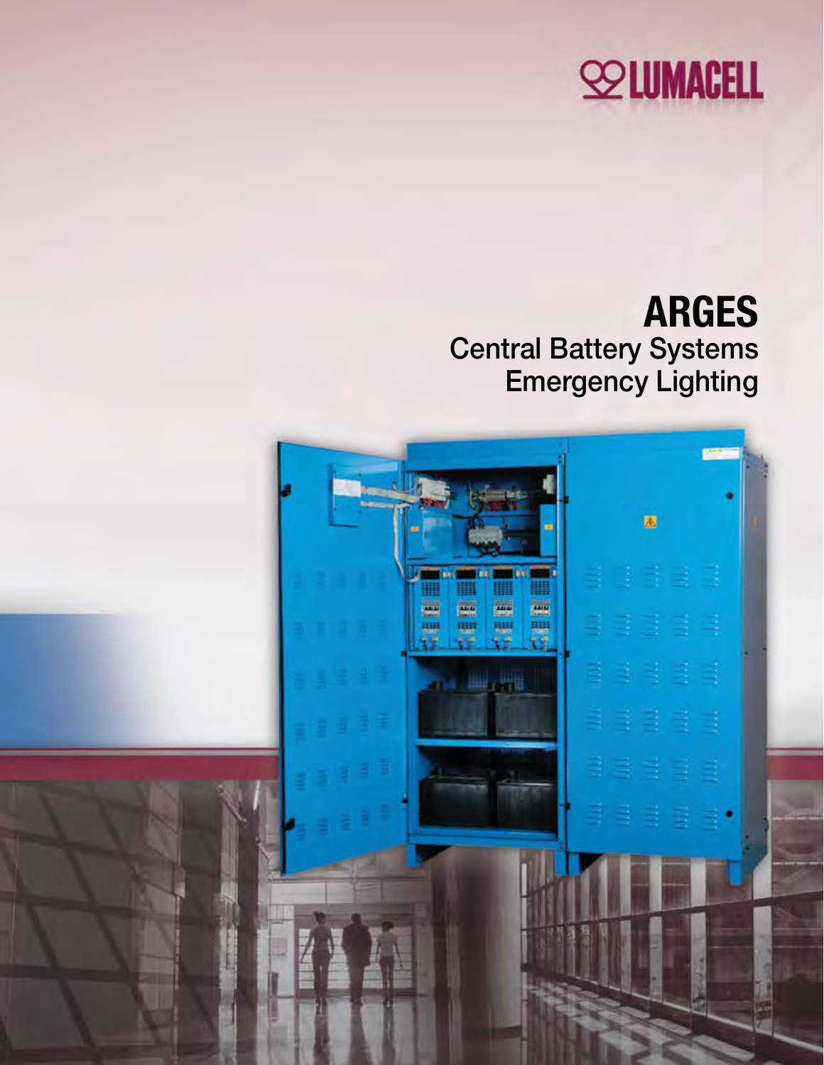LUMACELL

# ARGES

## Central Battery Systems
## Emergency Lighting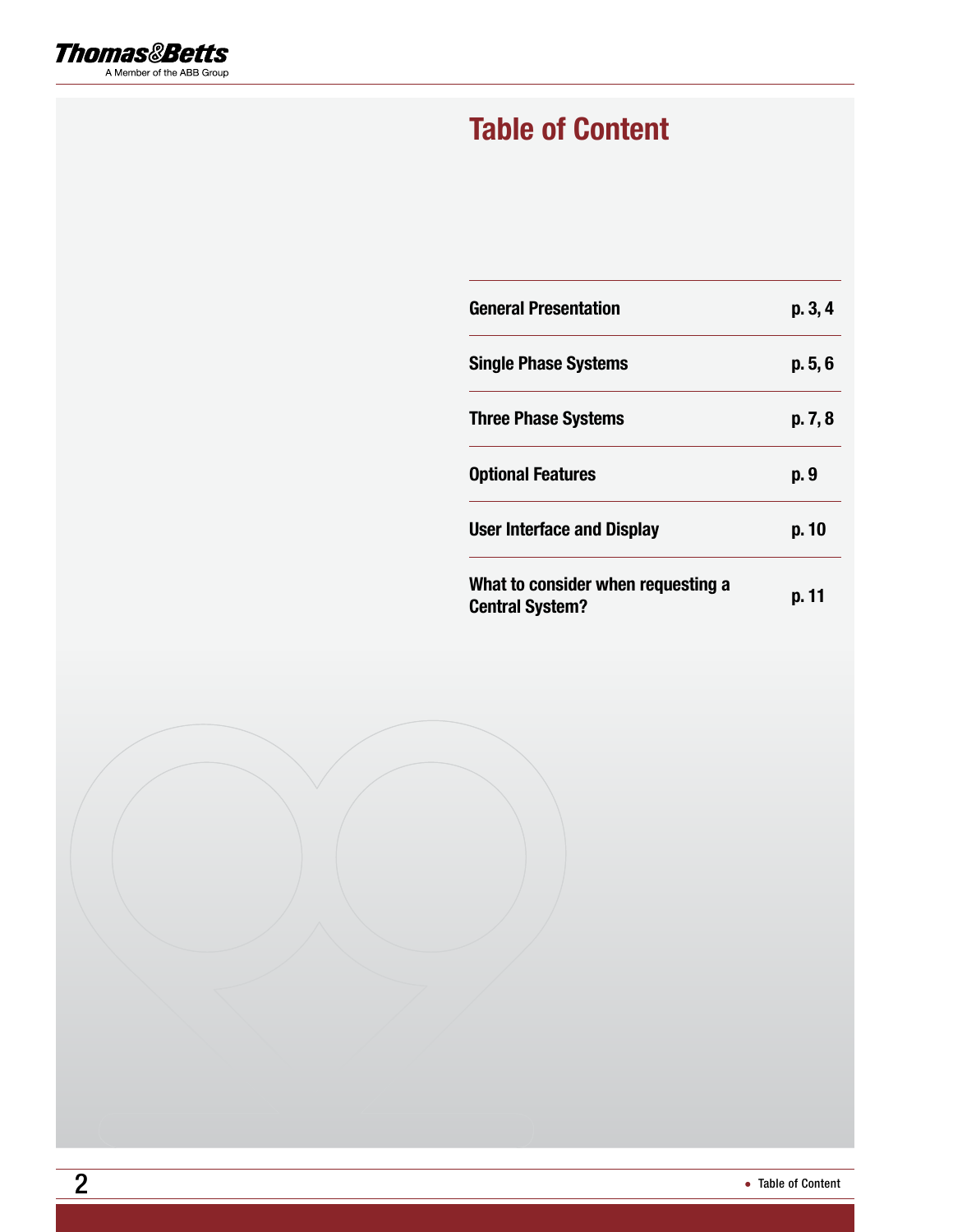# Table of Content

| | |
|---|---|
| **General Presentation** | **p. 3, 4** |
| **Single Phase Systems** | **p. 5, 6** |
| **Three Phase Systems** | **p. 7, 8** |
| **Optional Features** | **p. 9** |
| **User Interface and Display** | **p. 10** |
| **What to consider when requesting a Central System?** | **p. 11** |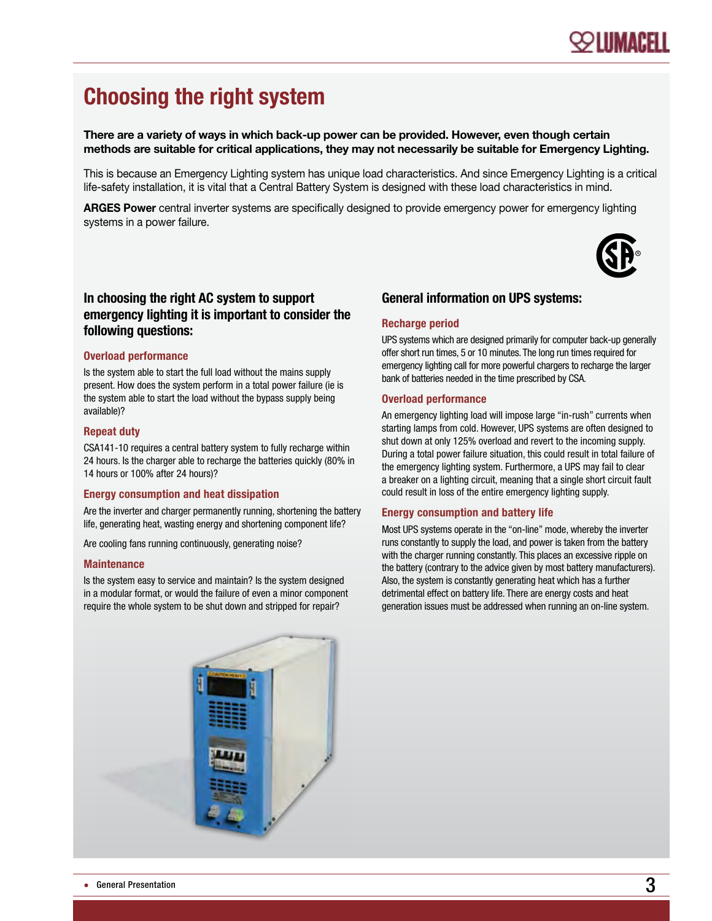# Choosing the right system

**There are a variety of ways in which back-up power can be provided. However, even though certain methods are suitable for critical applications, they may not necessarily be suitable for Emergency Lighting.**

This is because an Emergency Lighting system has unique load characteristics. And since Emergency Lighting is a critical life-safety installation, it is vital that a Central Battery System is designed with these load characteristics in mind.

**ARGES Power** central inverter systems are specifically designed to provide emergency power for emergency lighting systems in a power failure.

## In choosing the right AC system to support emergency lighting it is important to consider the following questions:

### Overload performance

Is the system able to start the full load without the mains supply present. How does the system perform in a total power failure (ie is the system able to start the load without the bypass supply being available)?

### Repeat duty

CSA141-10 requires a central battery system to fully recharge within 24 hours. Is the charger able to recharge the batteries quickly (80% in 14 hours or 100% after 24 hours)?

### Energy consumption and heat dissipation

Are the inverter and charger permanently running, shortening the battery life, generating heat, wasting energy and shortening component life?

Are cooling fans running continuously, generating noise?

### Maintenance

Is the system easy to service and maintain? Is the system designed in a modular format, or would the failure of even a minor component require the whole system to be shut down and stripped for repair?

## General information on UPS systems:

### Recharge period

UPS systems which are designed primarily for computer back-up generally offer short run times, 5 or 10 minutes. The long run times required for emergency lighting call for more powerful chargers to recharge the larger bank of batteries needed in the time prescribed by CSA.

### Overload performance

An emergency lighting load will impose large "in-rush" currents when starting lamps from cold. However, UPS systems are often designed to shut down at only 125% overload and revert to the incoming supply. During a total power failure situation, this could result in total failure of the emergency lighting system. Furthermore, a UPS may fail to clear a breaker on a lighting circuit, meaning that a single short circuit fault could result in loss of the entire emergency lighting supply.

### Energy consumption and battery life

Most UPS systems operate in the "on-line" mode, whereby the inverter runs constantly to supply the load, and power is taken from the battery with the charger running constantly. This places an excessive ripple on the battery (contrary to the advice given by most battery manufacturers). Also, the system is constantly generating heat which has a further detrimental effect on battery life. There are energy costs and heat generation issues must be addressed when running an on-line system.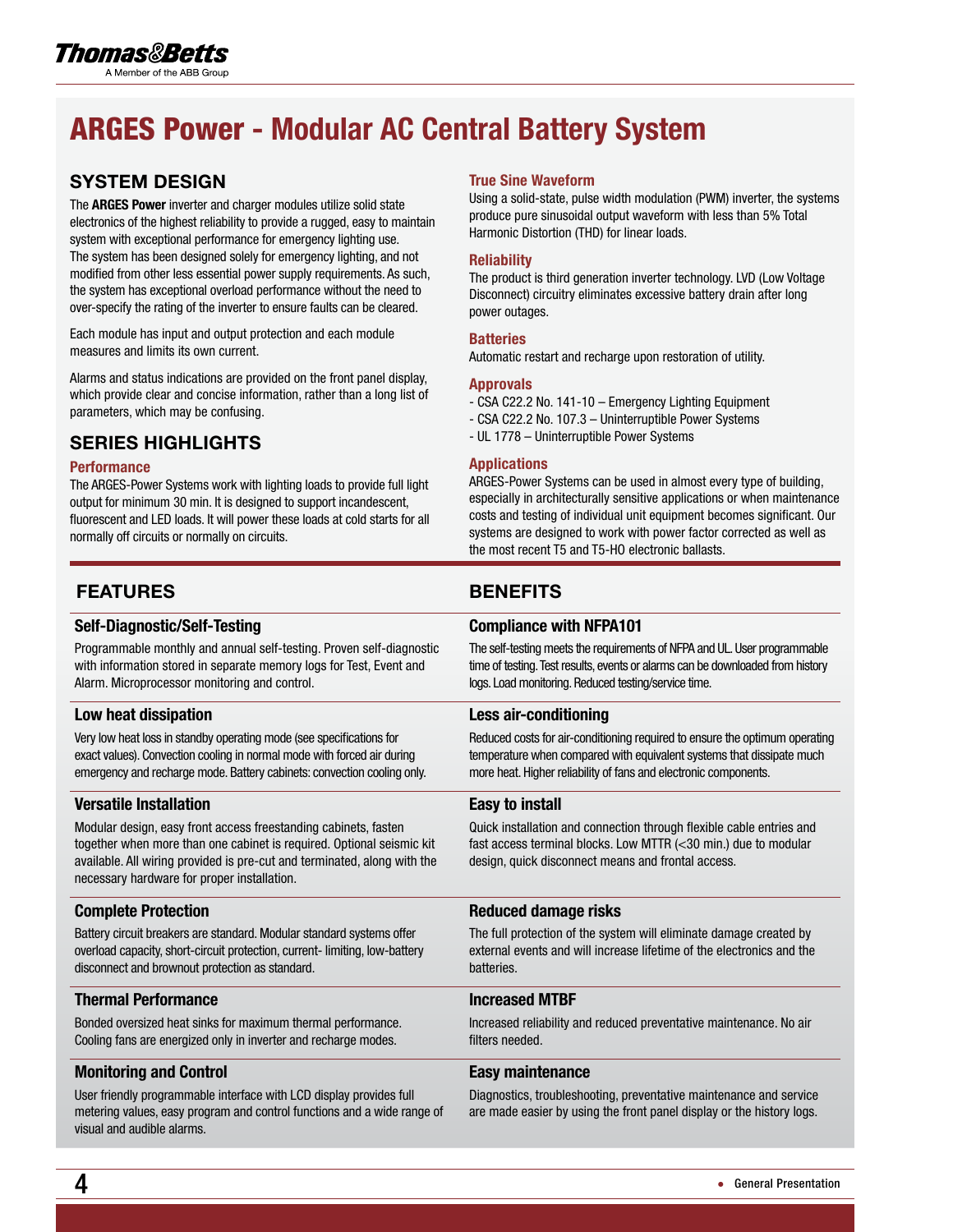# ARGES Power - Modular AC Central Battery System

## SYSTEM DESIGN

The **ARGES Power** inverter and charger modules utilize solid state electronics of the highest reliability to provide a rugged, easy to maintain system with exceptional performance for emergency lighting use. The system has been designed solely for emergency lighting, and not modified from other less essential power supply requirements. As such, the system has exceptional overload performance without the need to over-specify the rating of the inverter to ensure faults can be cleared.

Each module has input and output protection and each module measures and limits its own current.

Alarms and status indications are provided on the front panel display, which provide clear and concise information, rather than a long list of parameters, which may be confusing.

## SERIES HIGHLIGHTS

### Performance

The ARGES-Power Systems work with lighting loads to provide full light output for minimum 30 min. It is designed to support incandescent, fluorescent and LED loads. It will power these loads at cold starts for all normally off circuits or normally on circuits.

### True Sine Waveform

Using a solid-state, pulse width modulation (PWM) inverter, the systems produce pure sinusoidal output waveform with less than 5% Total Harmonic Distortion (THD) for linear loads.

### Reliability

The product is third generation inverter technology. LVD (Low Voltage Disconnect) circuitry eliminates excessive battery drain after long power outages.

### Batteries

Automatic restart and recharge upon restoration of utility.

### Approvals

- CSA C22.2 No. 141-10 – Emergency Lighting Equipment
- CSA C22.2 No. 107.3 – Uninterruptible Power Systems
- UL 1778 – Uninterruptible Power Systems

### Applications

ARGES-Power Systems can be used in almost every type of building, especially in architecturally sensitive applications or when maintenance costs and testing of individual unit equipment becomes significant. Our systems are designed to work with power factor corrected as well as the most recent T5 and T5-HO electronic ballasts.

| FEATURES | BENEFITS |
|---|---|
| **Self-Diagnostic/Self-Testing**<br>Programmable monthly and annual self-testing. Proven self-diagnostic with information stored in separate memory logs for Test, Event and Alarm. Microprocessor monitoring and control. | **Compliance with NFPA101**<br>The self-testing meets the requirements of NFPA and UL. User programmable time of testing. Test results, events or alarms can be downloaded from history logs. Load monitoring. Reduced testing/service time. |
| **Low heat dissipation**<br>Very low heat loss in standby operating mode (see specifications for exact values). Convection cooling in normal mode with forced air during emergency and recharge mode. Battery cabinets: convection cooling only. | **Less air-conditioning**<br>Reduced costs for air-conditioning required to ensure the optimum operating temperature when compared with equivalent systems that dissipate much more heat. Higher reliability of fans and electronic components. |
| **Versatile Installation**<br>Modular design, easy front access freestanding cabinets, fasten together when more than one cabinet is required. Optional seismic kit available. All wiring provided is pre-cut and terminated, along with the necessary hardware for proper installation. | **Easy to install**<br>Quick installation and connection through flexible cable entries and fast access terminal blocks. Low MTTR (<30 min.) due to modular design, quick disconnect means and frontal access. |
| **Complete Protection**<br>Battery circuit breakers are standard. Modular standard systems offer overload capacity, short-circuit protection, current- limiting, low-battery disconnect and brownout protection as standard. | **Reduced damage risks**<br>The full protection of the system will eliminate damage created by external events and will increase lifetime of the electronics and the batteries. |
| **Thermal Performance**<br>Bonded oversized heat sinks for maximum thermal performance. Cooling fans are energized only in inverter and recharge modes. | **Increased MTBF**<br>Increased reliability and reduced preventative maintenance. No air filters needed. |
| **Monitoring and Control**<br>User friendly programmable interface with LCD display provides full metering values, easy program and control functions and a wide range of visual and audible alarms. | **Easy maintenance**<br>Diagnostics, troubleshooting, preventative maintenance and service are made easier by using the front panel display or the history logs. |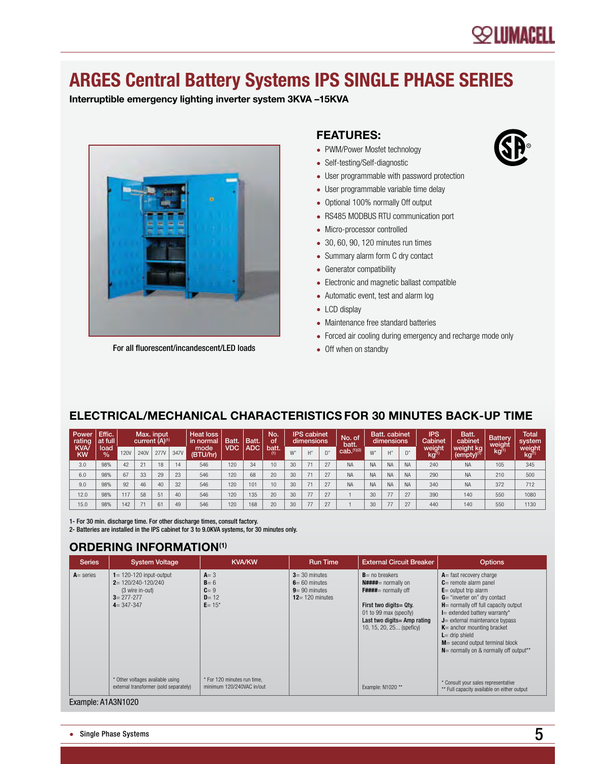# ARGES Central Battery Systems IPS SINGLE PHASE SERIES

**Interruptible emergency lighting inverter system 3KVA –15KVA**

For all fluorescent/incandescent/LED loads

## FEATURES:

- PWM/Power Mosfet technology
- Self-testing/Self-diagnostic
- User programmable with password protection
- User programmable variable time delay
- Optional 100% normally Off output
- RS485 MODBUS RTU communication port
- Micro-processor controlled
- 30, 60, 90, 120 minutes run times
- Summary alarm form C dry contact
- Generator compatibility
- Electronic and magnetic ballast compatible
- Automatic event, test and alarm log
- LCD display
- Maintenance free standard batteries
- Forced air cooling during emergency and recharge mode only
- Off when on standby

## ELECTRICAL/MECHANICAL CHARACTERISTICS FOR 30 MINUTES BACK-UP TIME

| Power rating KVA/KW | Effic. at full load % | Max. input current (A)[1] | | | | Heat loss in normal mode (BTU/hr) | Batt. VDC | Batt. ADC | No. of batt.[1] | IPS cabinet dimensions | | | No. of batt. cab.[1][2] | Batt. cabinet dimensions | | | IPS Cabinet weight kg[1] | Batt. cabinet weight kg (empty)[1] | Battery weight kg[1] | Total system weight kg[1] |
|---|---|---|---|---|---|---|---|---|---|---|---|---|---|---|---|---|---|---|---|---|
| | | 120V | 240V | 277V | 347V | | | | | W" | H" | D" | | W" | H" | D" | | | | |
| 3.0 | 98% | 42 | 21 | 18 | 14 | 546 | 120 | 34 | 10 | 30 | 71 | 27 | NA | NA | NA | NA | 240 | NA | 105 | 345 |
| 6.0 | 98% | 67 | 33 | 29 | 23 | 546 | 120 | 68 | 20 | 30 | 71 | 27 | NA | NA | NA | NA | 290 | NA | 210 | 500 |
| 9.0 | 98% | 92 | 46 | 40 | 32 | 546 | 120 | 101 | 10 | 30 | 71 | 27 | NA | NA | NA | NA | 340 | NA | 372 | 712 |
| 12.0 | 98% | 117 | 58 | 51 | 40 | 546 | 120 | 135 | 20 | 30 | 77 | 27 | 1 | 30 | 77 | 27 | 390 | 140 | 550 | 1080 |
| 15.0 | 98% | 142 | 71 | 61 | 49 | 546 | 120 | 168 | 20 | 30 | 77 | 27 | 1 | 30 | 77 | 27 | 440 | 140 | 550 | 1130 |

1- For 30 min. discharge time. For other discharge times, consult factory.
2- Batteries are installed in the IPS cabinet for 3 to 9.0KVA systems, for 30 minutes only.

## ORDERING INFORMATION[1]

| Series | System Voltage | KVA/KW | Run Time | External Circuit Breaker | Options |
|---|---|---|---|---|---|
| **A**= series | **1**= 120-120 input-output<br>**2**= 120/240-120/240 (3 wire in-out)<br>**3**= 277-277<br>**4**= 347-347<br><br>* Other voltages available using external transformer (sold separately) | **A**= 3<br>**B**= 6<br>**C**= 9<br>**D**= 12<br>**E**= 15*<br><br>* For 120 minutes run time, minimum 120/240VAC in/out | **3**= 30 minutes<br>**6**= 60 minutes<br>**9**= 90 minutes<br>**12**= 120 minutes | **B**= no breakers<br>**N####**= normally on<br>**F####**= normally off<br><br>**First two digits= Qty.** 01 to 99 max (specify)<br>**Last two digits= Amp rating** 10, 15, 20, 25... (speficy)<br><br>Example: N1020 ** | **A**= fast recovery charge<br>**C**= remote alarm panel<br>**E**= output trip alarm<br>**G**= "inverter on" dry contact<br>**H**= normally off full capacity output<br>**I**= extended battery warranty*<br>**J**= external maintenance bypass<br>**K**= anchor mounting bracket<br>**L**= drip shield<br>**M**= second output terminal block<br>**N**= normally on & normally off output**<br><br>* Consult your sales representative<br>** Full capacity available on either output |

Example: A1A3N1020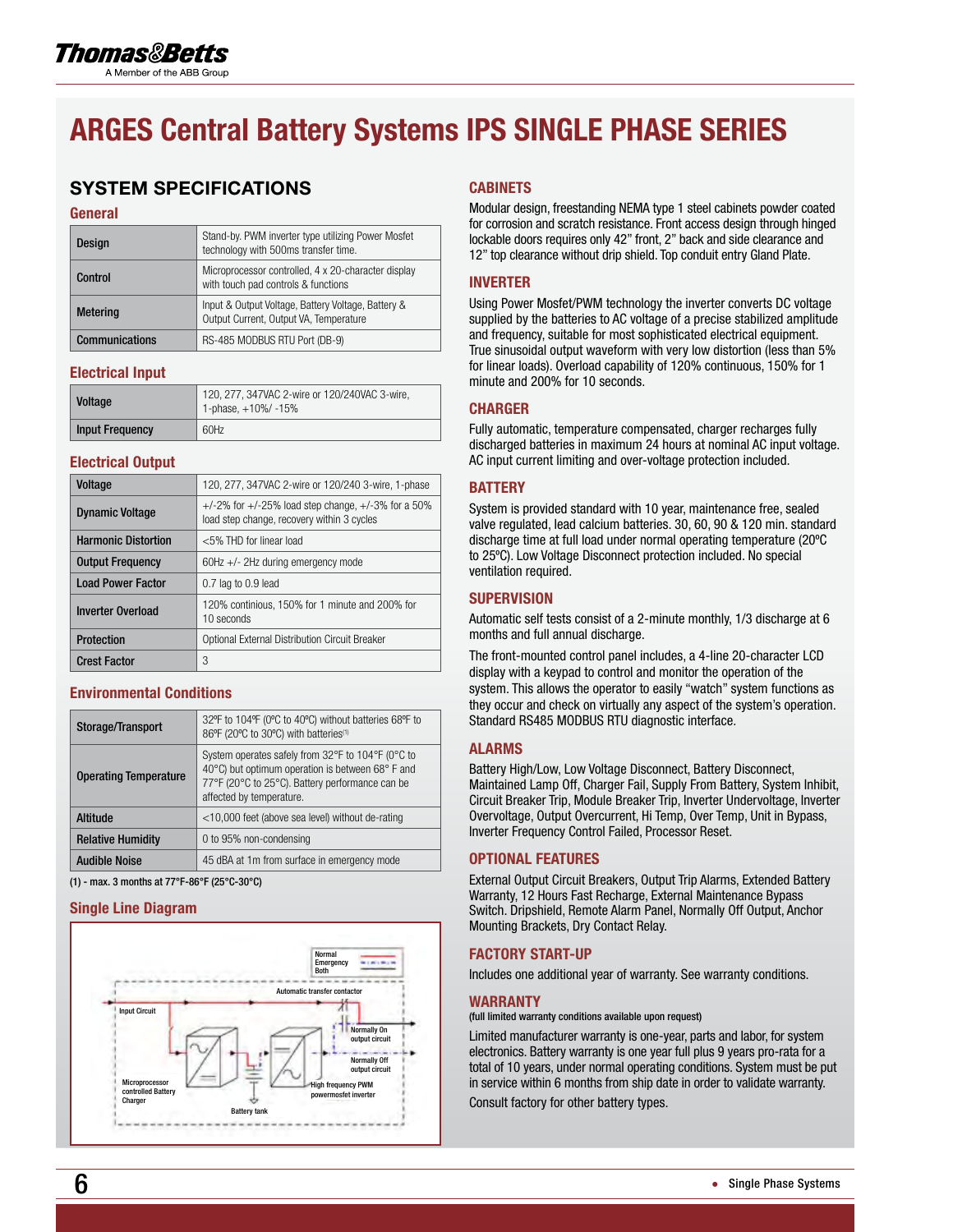# ARGES Central Battery Systems IPS SINGLE PHASE SERIES

## SYSTEM SPECIFICATIONS

### General

| | |
|---|---|
| Design | Stand-by. PWM inverter type utilizing Power Mosfet technology with 500ms transfer time. |
| Control | Microprocessor controlled, 4 x 20-character display with touch pad controls & functions |
| Metering | Input & Output Voltage, Battery Voltage, Battery & Output Current, Output VA, Temperature |
| Communications | RS-485 MODBUS RTU Port (DB-9) |

### Electrical Input

| | |
|---|---|
| Voltage | 120, 277, 347VAC 2-wire or 120/240VAC 3-wire, 1-phase, +10%/ -15% |
| Input Frequency | 60Hz |

### Electrical Output

| | |
|---|---|
| Voltage | 120, 277, 347VAC 2-wire or 120/240 3-wire, 1-phase |
| Dynamic Voltage | +/-2% for +/-25% load step change, +/-3% for a 50% load step change, recovery within 3 cycles |
| Harmonic Distortion | <5% THD for linear load |
| Output Frequency | 60Hz +/- 2Hz during emergency mode |
| Load Power Factor | 0.7 lag to 0.9 lead |
| Inverter Overload | 120% continious, 150% for 1 minute and 200% for 10 seconds |
| Protection | Optional External Distribution Circuit Breaker |
| Crest Factor | 3 |

### Environmental Conditions

| | |
|---|---|
| Storage/Transport | 32ºF to 104ºF (0ºC to 40ºC) without batteries 68ºF to 86ºF (20ºC to 30ºC) with batteries[1] |
| Operating Temperature | System operates safely from 32°F to 104°F (0°C to 40°C) but optimum operation is between 68° F and 77°F (20°C to 25°C). Battery performance can be affected by temperature. |
| Altitude | <10,000 feet (above sea level) without de-rating |
| Relative Humidity | 0 to 95% non-condensing |
| Audible Noise | 45 dBA at 1m from surface in emergency mode |

(1) - max. 3 months at 77°F-86°F (25°C-30°C)

### Single Line Diagram

Normal
Emergency
Both

Automatic transfer contactor

Input Circuit

Normally On output circuit

Normally Off output circuit

Microprocessor controlled Battery Charger

High frequency PWM powermosfet inverter

Battery tank

### CABINETS

Modular design, freestanding NEMA type 1 steel cabinets powder coated for corrosion and scratch resistance. Front access design through hinged lockable doors requires only 42" front, 2" back and side clearance and 12" top clearance without drip shield. Top conduit entry Gland Plate.

### INVERTER

Using Power Mosfet/PWM technology the inverter converts DC voltage supplied by the batteries to AC voltage of a precise stabilized amplitude and frequency, suitable for most sophisticated electrical equipment. True sinusoidal output waveform with very low distortion (less than 5% for linear loads). Overload capability of 120% continuous, 150% for 1 minute and 200% for 10 seconds.

### CHARGER

Fully automatic, temperature compensated, charger recharges fully discharged batteries in maximum 24 hours at nominal AC input voltage. AC input current limiting and over-voltage protection included.

### BATTERY

System is provided standard with 10 year, maintenance free, sealed valve regulated, lead calcium batteries. 30, 60, 90 & 120 min. standard discharge time at full load under normal operating temperature (20ºC to 25ºC). Low Voltage Disconnect protection included. No special ventilation required.

### SUPERVISION

Automatic self tests consist of a 2-minute monthly, 1/3 discharge at 6 months and full annual discharge.

The front-mounted control panel includes, a 4-line 20-character LCD display with a keypad to control and monitor the operation of the system. This allows the operator to easily "watch" system functions as they occur and check on virtually any aspect of the system's operation. Standard RS485 MODBUS RTU diagnostic interface.

### ALARMS

Battery High/Low, Low Voltage Disconnect, Battery Disconnect, Maintained Lamp Off, Charger Fail, Supply From Battery, System Inhibit, Circuit Breaker Trip, Module Breaker Trip, Inverter Undervoltage, Inverter Overvoltage, Output Overcurrent, Hi Temp, Over Temp, Unit in Bypass, Inverter Frequency Control Failed, Processor Reset.

### OPTIONAL FEATURES

External Output Circuit Breakers, Output Trip Alarms, Extended Battery Warranty, 12 Hours Fast Recharge, External Maintenance Bypass Switch. Dripshield, Remote Alarm Panel, Normally Off Output, Anchor Mounting Brackets, Dry Contact Relay.

### FACTORY START-UP

Includes one additional year of warranty. See warranty conditions.

### WARRANTY

(full limited warranty conditions available upon request)

Limited manufacturer warranty is one-year, parts and labor, for system electronics. Battery warranty is one year full plus 9 years pro-rata for a total of 10 years, under normal operating conditions. System must be put in service within 6 months from ship date in order to validate warranty.

Consult factory for other battery types.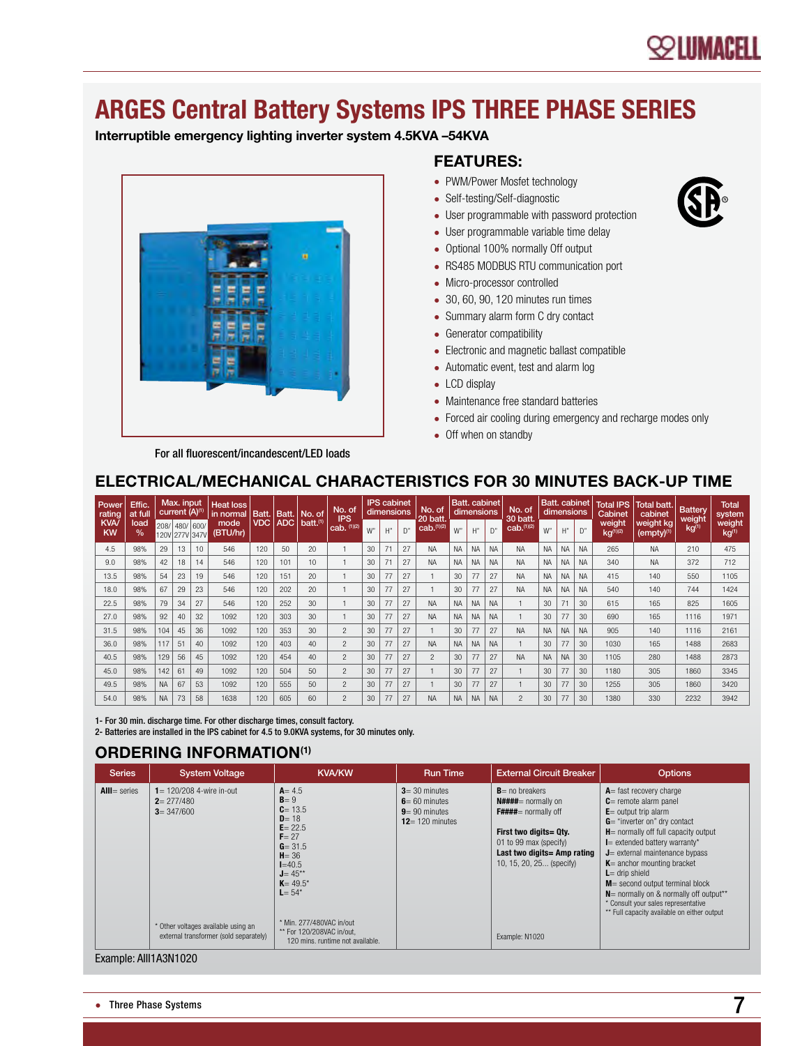# ARGES Central Battery Systems IPS THREE PHASE SERIES

**Interruptible emergency lighting inverter system 4.5KVA –54KVA**

For all fluorescent/incandescent/LED loads

## FEATURES:

- PWM/Power Mosfet technology
- Self-testing/Self-diagnostic
- User programmable with password protection
- User programmable variable time delay
- Optional 100% normally Off output
- RS485 MODBUS RTU communication port
- Micro-processor controlled
- 30, 60, 90, 120 minutes run times
- Summary alarm form C dry contact
- Generator compatibility
- Electronic and magnetic ballast compatible
- Automatic event, test and alarm log
- LCD display
- Maintenance free standard batteries
- Forced air cooling during emergency and recharge modes only
- Off when on standby

## ELECTRICAL/MECHANICAL CHARACTERISTICS FOR 30 MINUTES BACK-UP TIME

| Power rating KVA/KW | Effic. at full load % | Max. input current (A)[1] | | | Heat loss in normal mode (BTU/hr) | Batt. VDC | Batt. ADC | No. of batt.[1] | No. of IPS cab.[1][2] | IPS cabinet dimensions | | | No. of 20 batt. cab.[1][2] | Batt. cabinet dimensions | | | No. of 30 batt. cab.[1][2] | Batt. cabinet dimensions | | | Total IPS Cabinet weight kg[1][2] | Total batt. cabinet weight kg (empty)[1] | Battery weight kg[1] | Total system weight kg[1] |
|---|---|---|---|---|---|---|---|---|---|---|---|---|---|---|---|---|---|---|---|---|---|---|---|---|
| | | 208/120V | 480/277V | 600/347V | | | | | | W" | H" | D" | | W" | H" | D" | | W" | H" | D" | | | | |
| 4.5 | 98% | 29 | 13 | 10 | 546 | 120 | 50 | 20 | 1 | 30 | 71 | 27 | NA | NA | NA | NA | NA | NA | NA | NA | 265 | NA | 210 | 475 |
| 9.0 | 98% | 42 | 18 | 14 | 546 | 120 | 101 | 10 | 1 | 30 | 71 | 27 | NA | NA | NA | NA | NA | NA | NA | NA | 340 | NA | 372 | 712 |
| 13.5 | 98% | 54 | 23 | 19 | 546 | 120 | 151 | 20 | 1 | 30 | 77 | 27 | 1 | 30 | 77 | 27 | NA | NA | NA | NA | 415 | 140 | 550 | 1105 |
| 18.0 | 98% | 67 | 29 | 23 | 546 | 120 | 202 | 20 | 1 | 30 | 77 | 27 | 1 | 30 | 77 | 27 | NA | NA | NA | NA | 540 | 140 | 744 | 1424 |
| 22.5 | 98% | 79 | 34 | 27 | 546 | 120 | 252 | 30 | 1 | 30 | 77 | 27 | NA | NA | NA | NA | 1 | 30 | 71 | 30 | 615 | 165 | 825 | 1605 |
| 27.0 | 98% | 92 | 40 | 32 | 1092 | 120 | 303 | 30 | 1 | 30 | 77 | 27 | NA | NA | NA | NA | 1 | 30 | 77 | 30 | 690 | 165 | 1116 | 1971 |
| 31.5 | 98% | 104 | 45 | 36 | 1092 | 120 | 353 | 30 | 2 | 30 | 77 | 27 | 1 | 30 | 77 | 27 | NA | NA | NA | NA | 905 | 140 | 1116 | 2161 |
| 36.0 | 98% | 117 | 51 | 40 | 1092 | 120 | 403 | 40 | 2 | 30 | 77 | 27 | NA | NA | NA | NA | 1 | 30 | 77 | 30 | 1030 | 165 | 1488 | 2683 |
| 40.5 | 98% | 129 | 56 | 45 | 1092 | 120 | 454 | 40 | 2 | 30 | 77 | 27 | 2 | 30 | 77 | 27 | NA | NA | NA | 30 | 1105 | 280 | 1488 | 2873 |
| 45.0 | 98% | 142 | 61 | 49 | 1092 | 120 | 504 | 50 | 2 | 30 | 77 | 27 | 1 | 30 | 77 | 27 | 1 | 30 | 77 | 30 | 1180 | 305 | 1860 | 3345 |
| 49.5 | 98% | NA | 67 | 53 | 1092 | 120 | 555 | 50 | 2 | 30 | 77 | 27 | 1 | 30 | 77 | 27 | 1 | 30 | 77 | 30 | 1255 | 305 | 1860 | 3420 |
| 54.0 | 98% | NA | 73 | 58 | 1638 | 120 | 605 | 60 | 2 | 30 | 77 | 27 | NA | NA | NA | NA | 2 | 30 | 77 | 30 | 1380 | 330 | 2232 | 3942 |

1- For 30 min. discharge time. For other discharge times, consult factory.
2- Batteries are installed in the IPS cabinet for 4.5 to 9.0KVA systems, for 30 minutes only.

## ORDERING INFORMATION[1]

| Series | System Voltage | KVA/KW | Run Time | External Circuit Breaker | Options |
|---|---|---|---|---|---|
| **AIII**= series | **1**= 120/208 4-wire in-out<br>**2**= 277/480<br>**3**= 347/600<br><br>* Other voltages available using an external transformer (sold separately) | **A**= 4.5<br>**B**= 9<br>**C**= 13.5<br>**D**= 18<br>**E**= 22.5<br>**F**= 27<br>**G**= 31.5<br>**H**= 36<br>**I**=40.5<br>**J**= 45**<br>**K**= 49.5*<br>**L**= 54*<br><br>* Min. 277/480VAC in/out<br>** For 120/208VAC in/out, 120 mins. runtime not available. | **3**= 30 minutes<br>**6**= 60 minutes<br>**9**= 90 minutes<br>**12**= 120 minutes | **B**= no breakers<br>**N####**= normally on<br>**F####**= normally off<br><br>**First two digits= Qty.**<br>01 to 99 max (specify)<br>**Last two digits= Amp rating**<br>10, 15, 20, 25... (specify)<br><br>Example: N1020 | **A**= fast recovery charge<br>**C**= remote alarm panel<br>**E**= output trip alarm<br>**G**= "inverter on" dry contact<br>**H**= normally off full capacity output<br>**I**= extended battery warranty*<br>**J**= external maintenance bypass<br>**K**= anchor mounting bracket<br>**L**= drip shield<br>**M**= second output terminal block<br>**N**= normally on & normally off output**<br>* Consult your sales representative<br>** Full capacity available on either output |

Example: AIII1A3N1020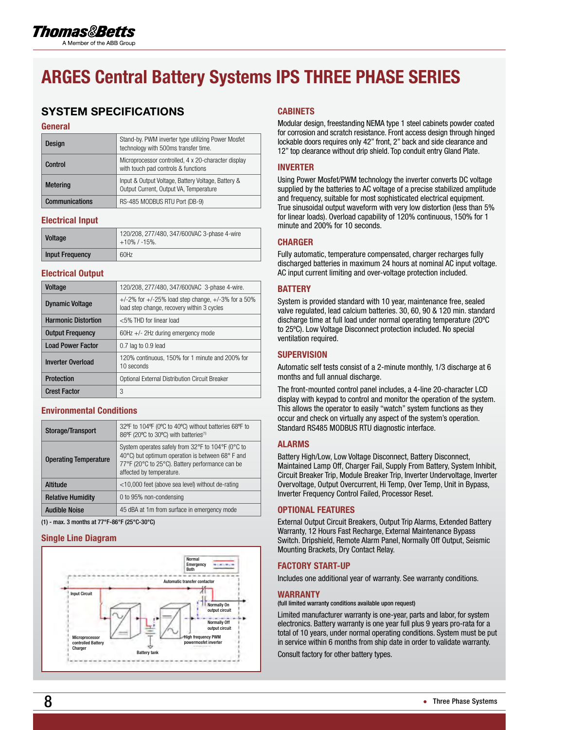# ARGES Central Battery Systems IPS THREE PHASE SERIES

## SYSTEM SPECIFICATIONS

### General

| | |
|---|---|
| Design | Stand-by. PWM inverter type utilizing Power Mosfet technology with 500ms transfer time. |
| Control | Microprocessor controlled, 4 x 20-character display with touch pad controls & functions |
| Metering | Input & Output Voltage, Battery Voltage, Battery & Output Current, Output VA, Temperature |
| Communications | RS-485 MODBUS RTU Port (DB-9) |

### Electrical Input

| | |
|---|---|
| Voltage | 120/208, 277/480, 347/600VAC 3-phase 4-wire +10% / -15%. |
| Input Frequency | 60Hz |

### Electrical Output

| | |
|---|---|
| Voltage | 120/208, 277/480, 347/600VAC 3-phase 4-wire. |
| Dynamic Voltage | +/-2% for +/-25% load step change, +/-3% for a 50% load step change, recovery within 3 cycles |
| Harmonic Distortion | <5% THD for linear load |
| Output Frequency | 60Hz +/- 2Hz during emergency mode |
| Load Power Factor | 0.7 lag to 0.9 lead |
| Inverter Overload | 120% continuous, 150% for 1 minute and 200% for 10 seconds |
| Protection | Optional External Distribution Circuit Breaker |
| Crest Factor | 3 |

### Environmental Conditions

| | |
|---|---|
| Storage/Transport | 32ºF to 104ºF (0ºC to 40ºC) without batteries 68ºF to 86ºF (20ºC to 30ºC) with batteries[1] |
| Operating Temperature | System operates safely from 32°F to 104°F (0°C to 40°C) but optimum operation is between 68° F and 77°F (20°C to 25°C). Battery performance can be affected by temperature. |
| Altitude | <10,000 feet (above sea level) without de-rating |
| Relative Humidity | 0 to 95% non-condensing |
| Audible Noise | 45 dBA at 1m from surface in emergency mode |

**(1) - max. 3 months at 77°F-86°F (25°C-30°C)**

### Single Line Diagram

Normal
Emergency
Both

Automatic transfer contactor

Input Circuit

Normally On output circuit

Normally Off output circuit

Microprocessor controlled Battery Charger

High frequency PWM powermosfet inverter

Battery tank

### CABINETS

Modular design, freestanding NEMA type 1 steel cabinets powder coated for corrosion and scratch resistance. Front access design through hinged lockable doors requires only 42" front, 2" back and side clearance and 12" top clearance without drip shield. Top conduit entry Gland Plate.

### INVERTER

Using Power Mosfet/PWM technology the inverter converts DC voltage supplied by the batteries to AC voltage of a precise stabilized amplitude and frequency, suitable for most sophisticated electrical equipment. True sinusoidal output waveform with very low distortion (less than 5% for linear loads). Overload capability of 120% continuous, 150% for 1 minute and 200% for 10 seconds.

### CHARGER

Fully automatic, temperature compensated, charger recharges fully discharged batteries in maximum 24 hours at nominal AC input voltage. AC input current limiting and over-voltage protection included.

### BATTERY

System is provided standard with 10 year, maintenance free, sealed valve regulated, lead calcium batteries. 30, 60, 90 & 120 min. standard discharge time at full load under normal operating temperature (20ºC to 25ºC). Low Voltage Disconnect protection included. No special ventilation required.

### SUPERVISION

Automatic self tests consist of a 2-minute monthly, 1/3 discharge at 6 months and full annual discharge.

The front-mounted control panel includes, a 4-line 20-character LCD display with keypad to control and monitor the operation of the system. This allows the operator to easily "watch" system functions as they occur and check on virtually any aspect of the system's operation. Standard RS485 MODBUS RTU diagnostic interface.

### ALARMS

Battery High/Low, Low Voltage Disconnect, Battery Disconnect, Maintained Lamp Off, Charger Fail, Supply From Battery, System Inhibit, Circuit Breaker Trip, Module Breaker Trip, Inverter Undervoltage, Inverter Overvoltage, Output Overcurrent, Hi Temp, Over Temp, Unit in Bypass, Inverter Frequency Control Failed, Processor Reset.

### OPTIONAL FEATURES

External Output Circuit Breakers, Output Trip Alarms, Extended Battery Warranty, 12 Hours Fast Recharge, External Maintenance Bypass Switch. Dripshield, Remote Alarm Panel, Normally Off Output, Seismic Mounting Brackets, Dry Contact Relay.

### FACTORY START-UP

Includes one additional year of warranty. See warranty conditions.

### WARRANTY

**(full limited warranty conditions available upon request)**

Limited manufacturer warranty is one-year, parts and labor, for system electronics. Battery warranty is one year full plus 9 years pro-rata for a total of 10 years, under normal operating conditions. System must be put in service within 6 months from ship date in order to validate warranty.

Consult factory for other battery types.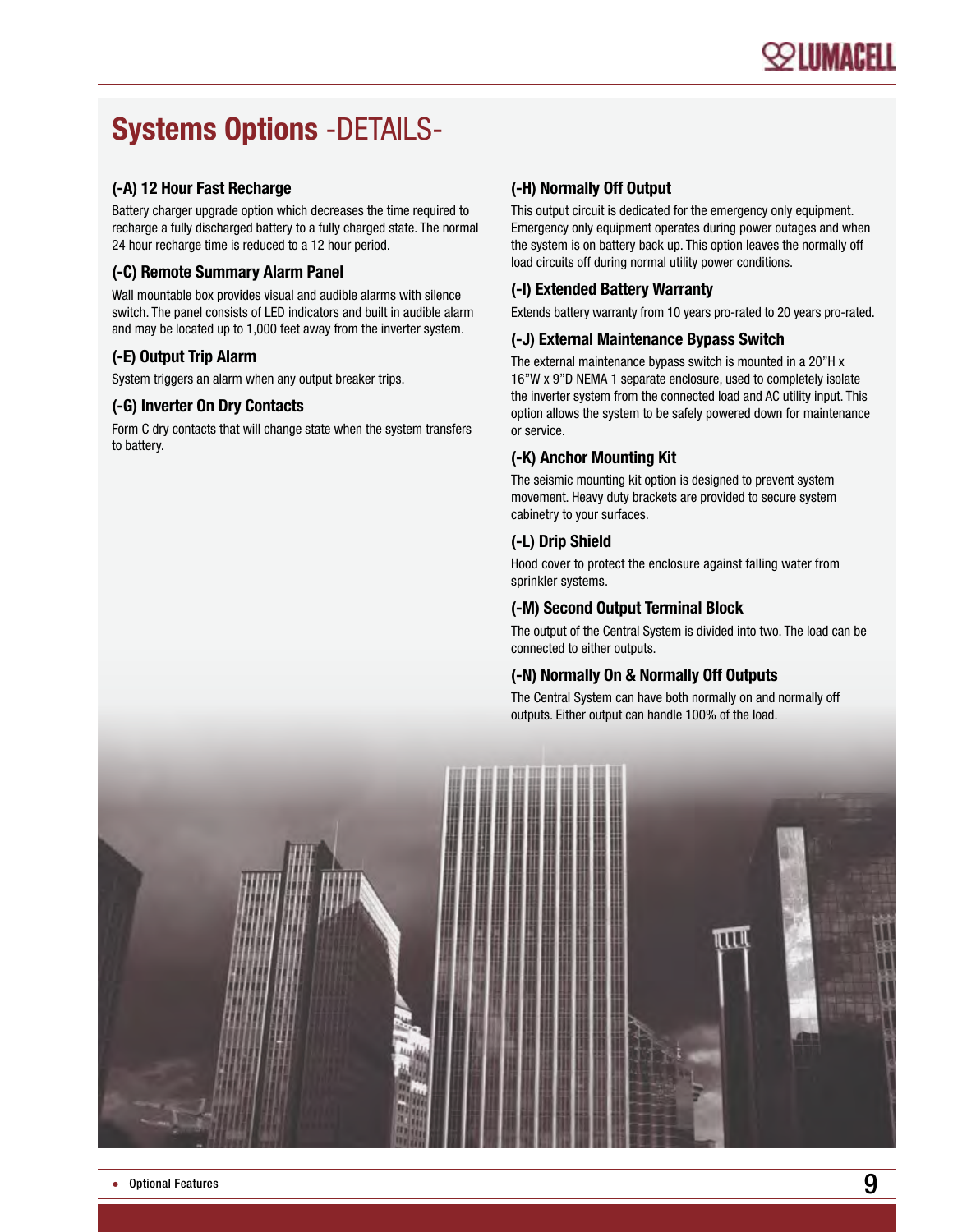# Systems Options -DETAILS-

### (-A) 12 Hour Fast Recharge

Battery charger upgrade option which decreases the time required to recharge a fully discharged battery to a fully charged state. The normal 24 hour recharge time is reduced to a 12 hour period.

### (-C) Remote Summary Alarm Panel

Wall mountable box provides visual and audible alarms with silence switch. The panel consists of LED indicators and built in audible alarm and may be located up to 1,000 feet away from the inverter system.

### (-E) Output Trip Alarm

System triggers an alarm when any output breaker trips.

### (-G) Inverter On Dry Contacts

Form C dry contacts that will change state when the system transfers to battery.

### (-H) Normally Off Output

This output circuit is dedicated for the emergency only equipment. Emergency only equipment operates during power outages and when the system is on battery back up. This option leaves the normally off load circuits off during normal utility power conditions.

### (-I) Extended Battery Warranty

Extends battery warranty from 10 years pro-rated to 20 years pro-rated.

### (-J) External Maintenance Bypass Switch

The external maintenance bypass switch is mounted in a 20"H x 16"W x 9"D NEMA 1 separate enclosure, used to completely isolate the inverter system from the connected load and AC utility input. This option allows the system to be safely powered down for maintenance or service.

### (-K) Anchor Mounting Kit

The seismic mounting kit option is designed to prevent system movement. Heavy duty brackets are provided to secure system cabinetry to your surfaces.

### (-L) Drip Shield

Hood cover to protect the enclosure against falling water from sprinkler systems.

### (-M) Second Output Terminal Block

The output of the Central System is divided into two. The load can be connected to either outputs.

### (-N) Normally On & Normally Off Outputs

The Central System can have both normally on and normally off outputs. Either output can handle 100% of the load.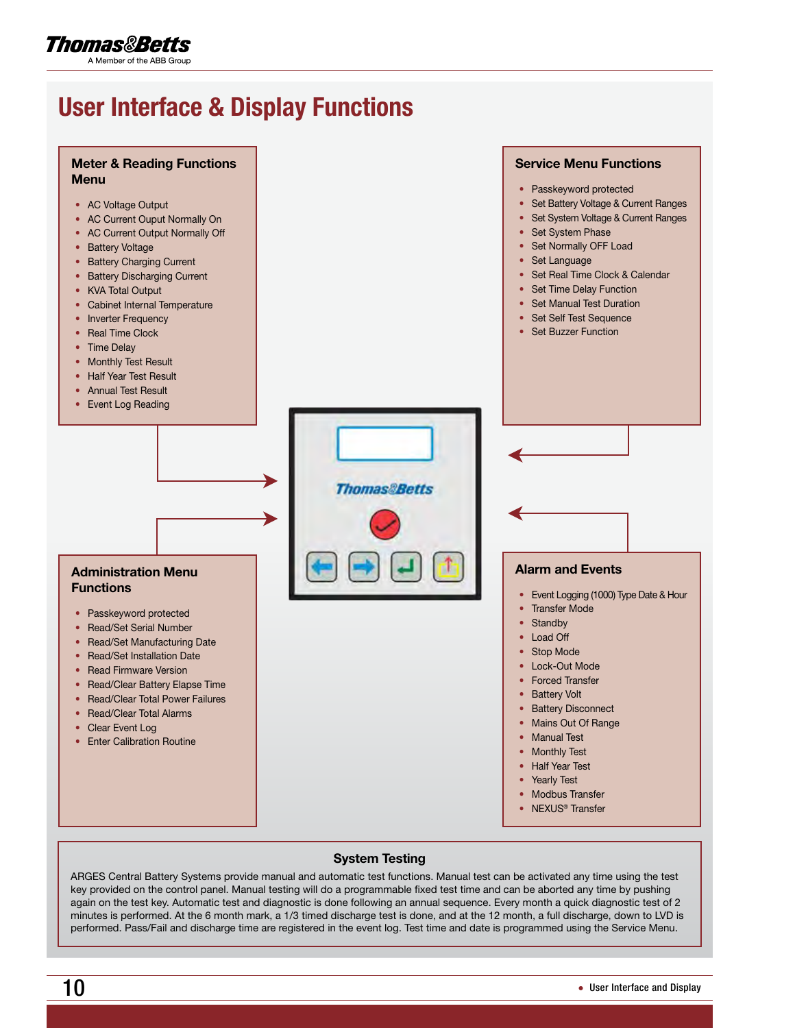# User Interface & Display Functions

## Meter & Reading Functions Menu

- AC Voltage Output
- AC Current Ouput Normally On
- AC Current Output Normally Off
- Battery Voltage
- Battery Charging Current
- Battery Discharging Current
- KVA Total Output
- Cabinet Internal Temperature
- Inverter Frequency
- Real Time Clock
- Time Delay
- Monthly Test Result
- Half Year Test Result
- Annual Test Result
- Event Log Reading

## Service Menu Functions

- Passkeyword protected
- Set Battery Voltage & Current Ranges
- Set System Voltage & Current Ranges
- Set System Phase
- Set Normally OFF Load
- Set Language
- Set Real Time Clock & Calendar
- Set Time Delay Function
- Set Manual Test Duration
- Set Self Test Sequence
- Set Buzzer Function

## Administration Menu Functions

- Passkeyword protected
- Read/Set Serial Number
- Read/Set Manufacturing Date
- Read/Set Installation Date
- Read Firmware Version
- Read/Clear Battery Elapse Time
- Read/Clear Total Power Failures
- Read/Clear Total Alarms
- Clear Event Log
- Enter Calibration Routine

## Alarm and Events

- Event Logging (1000) Type Date & Hour
- Transfer Mode
- Standby
- Load Off
- Stop Mode
- Lock-Out Mode
- Forced Transfer
- Battery Volt
- Battery Disconnect
- Mains Out Of Range
- Manual Test
- Monthly Test
- Half Year Test
- Yearly Test
- Modbus Transfer
- NEXUS® Transfer

## System Testing

ARGES Central Battery Systems provide manual and automatic test functions. Manual test can be activated any time using the test key provided on the control panel. Manual testing will do a programmable fixed test time and can be aborted any time by pushing again on the test key. Automatic test and diagnostic is done following an annual sequence. Every month a quick diagnostic test of 2 minutes is performed. At the 6 month mark, a 1/3 timed discharge test is done, and at the 12 month, a full discharge, down to LVD is performed. Pass/Fail and discharge time are registered in the event log. Test time and date is programmed using the Service Menu.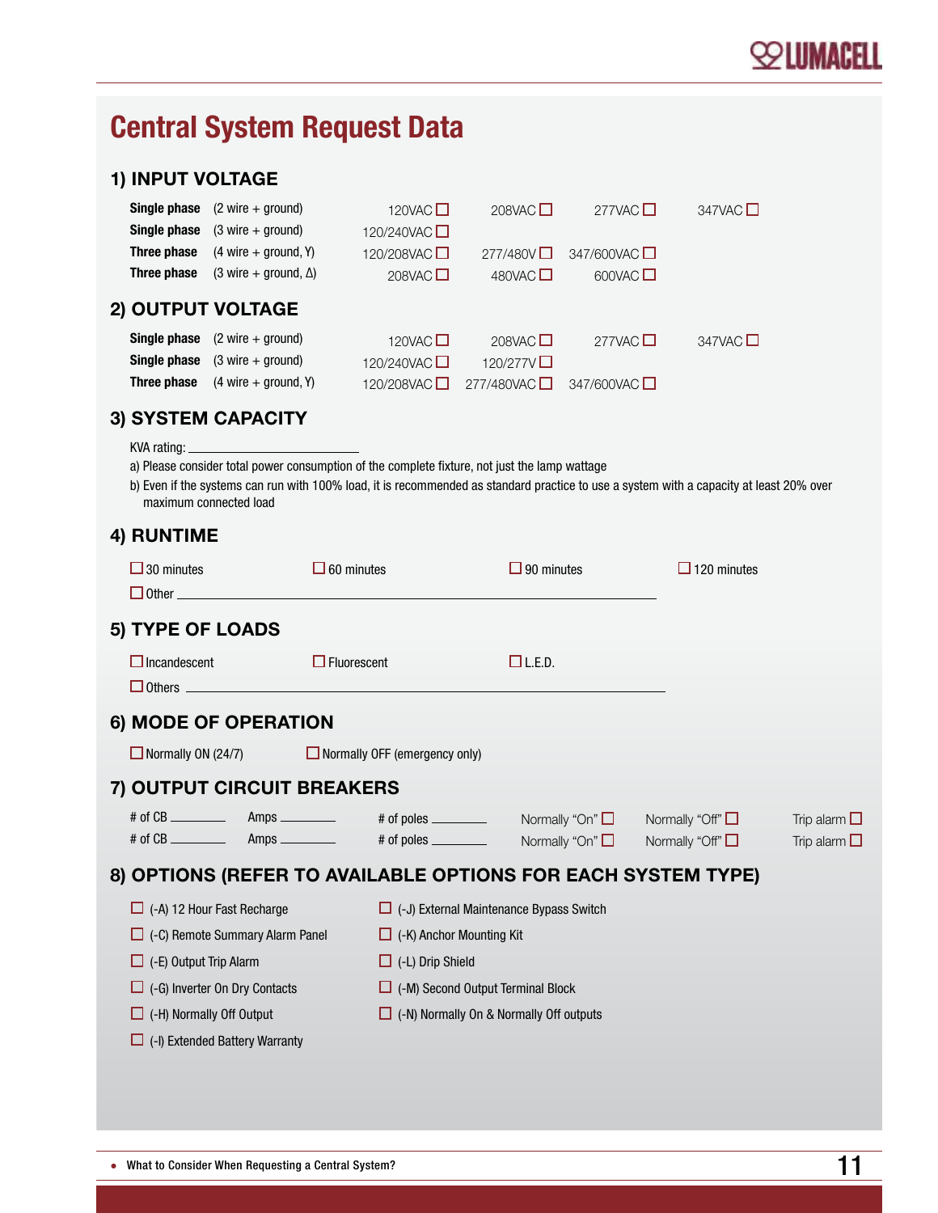# Central System Request Data

## 1) INPUT VOLTAGE

| | | | | | |
|---|---|---|---|---|---|
| **Single phase** | (2 wire + ground) | 120VAC ☐ | 208VAC ☐ | 277VAC ☐ | 347VAC ☐ |
| **Single phase** | (3 wire + ground) | 120/240VAC ☐ | | | |
| **Three phase** | (4 wire + ground, Y) | 120/208VAC ☐ | 277/480V ☐ | 347/600VAC ☐ | |
| **Three phase** | (3 wire + ground, Δ) | 208VAC ☐ | 480VAC ☐ | 600VAC ☐ | |

## 2) OUTPUT VOLTAGE

| | | | | | |
|---|---|---|---|---|---|
| **Single phase** | (2 wire + ground) | 120VAC ☐ | 208VAC ☐ | 277VAC ☐ | 347VAC ☐ |
| **Single phase** | (3 wire + ground) | 120/240VAC ☐ | 120/277V ☐ | | |
| **Three phase** | (4 wire + ground, Y) | 120/208VAC ☐ | 277/480VAC ☐ | 347/600VAC ☐ | |

## 3) SYSTEM CAPACITY

KVA rating: ____________________

a) Please consider total power consumption of the complete fixture, not just the lamp wattage

b) Even if the systems can run with 100% load, it is recommended as standard practice to use a system with a capacity at least 20% over maximum connected load

## 4) RUNTIME

☐ 30 minutes ☐ 60 minutes ☐ 90 minutes ☐ 120 minutes

☐ Other ____________________

## 5) TYPE OF LOADS

☐ Incandescent ☐ Fluorescent ☐ L.E.D.

☐ Others ____________________

## 6) MODE OF OPERATION

☐ Normally ON (24/7) ☐ Normally OFF (emergency only)

## 7) OUTPUT CIRCUIT BREAKERS

| | | | | | |
|---|---|---|---|---|---|
| # of CB ______ | Amps ______ | # of poles ______ | Normally “On” ☐ | Normally “Off” ☐ | Trip alarm ☐ |
| # of CB ______ | Amps ______ | # of poles ______ | Normally “On” ☐ | Normally “Off” ☐ | Trip alarm ☐ |

## 8) OPTIONS (REFER TO AVAILABLE OPTIONS FOR EACH SYSTEM TYPE)

- ☐ (-A) 12 Hour Fast Recharge
- ☐ (-C) Remote Summary Alarm Panel
- ☐ (-E) Output Trip Alarm
- ☐ (-G) Inverter On Dry Contacts
- ☐ (-H) Normally Off Output
- ☐ (-I) Extended Battery Warranty
- ☐ (-J) External Maintenance Bypass Switch
- ☐ (-K) Anchor Mounting Kit
- ☐ (-L) Drip Shield
- ☐ (-M) Second Output Terminal Block
- ☐ (-N) Normally On & Normally Off outputs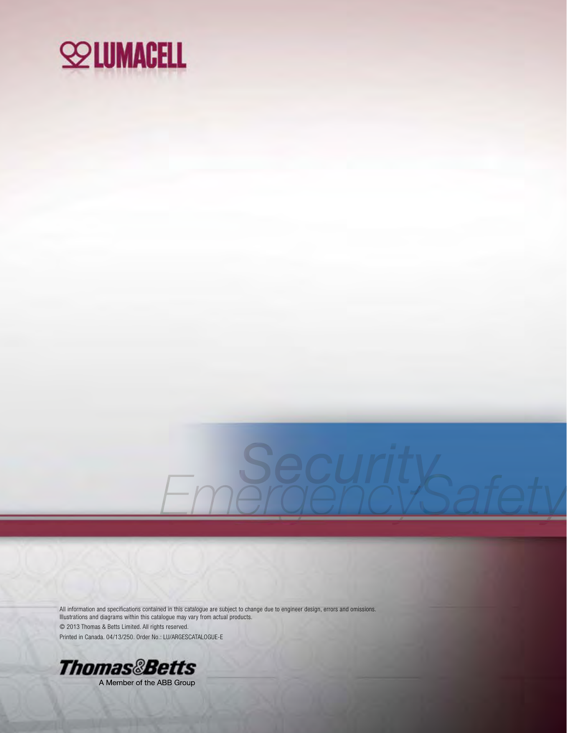LUMACELL

Security
Emergency Safety

All information and specifications contained in this catalogue are subject to change due to engineer design, errors and omissions.
Illustrations and diagrams within this catalogue may vary from actual products.

© 2013 Thomas & Betts Limited. All rights reserved.

Printed in Canada. 04/13/250. Order No.: LU/ARGESCATALOGUE-E

Thomas&Betts
A Member of the ABB Group